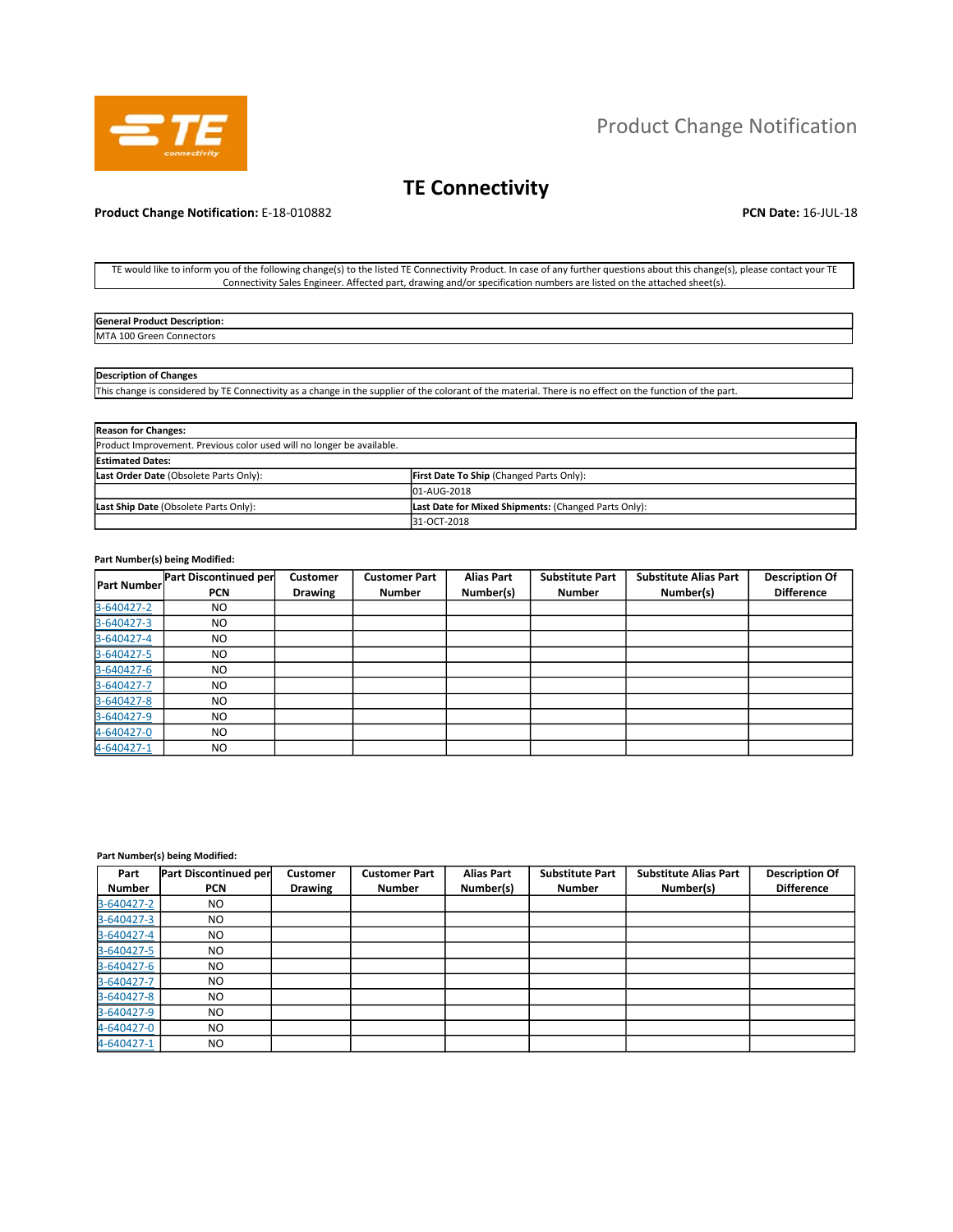Product Change Notification

# TE Connectivity

**Product Change Notification:** E-18-010882

**PCN Date:** 16-JUL-18

TE would like to inform you of the following change(s) to the listed TE Connectivity Product. In case of any further questions about this change(s), please contact your TE Connectivity Sales Engineer. Affected part, drawing and/or specification numbers are listed on the attached sheet(s).

| **General Product Description:** |
|---|
| MTA 100 Green Connectors |

| **Description of Changes** |
|---|
| This change is considered by TE Connectivity as a change in the supplier of the colorant of the material. There is no effect on the function of the part. |

| **Reason for Changes:** | |
|---|---|
| Product Improvement. Previous color used will no longer be available. | |
| **Estimated Dates:** | |
| **Last Order Date** (Obsolete Parts Only): | **First Date To Ship** (Changed Parts Only): |
| | 01-AUG-2018 |
| **Last Ship Date** (Obsolete Parts Only): | **Last Date for Mixed Shipments:** (Changed Parts Only): |
| | 31-OCT-2018 |

**Part Number(s) being Modified:**

| Part Number | Part Discontinued per PCN | Customer Drawing | Customer Part Number | Alias Part Number(s) | Substitute Part Number | Substitute Alias Part Number(s) | Description Of Difference |
|---|---|---|---|---|---|---|---|
| 3-640427-2 | NO | | | | | | |
| 3-640427-3 | NO | | | | | | |
| 3-640427-4 | NO | | | | | | |
| 3-640427-5 | NO | | | | | | |
| 3-640427-6 | NO | | | | | | |
| 3-640427-7 | NO | | | | | | |
| 3-640427-8 | NO | | | | | | |
| 3-640427-9 | NO | | | | | | |
| 4-640427-0 | NO | | | | | | |
| 4-640427-1 | NO | | | | | | |

**Part Number(s) being Modified:**

| Part Number | Part Discontinued per PCN | Customer Drawing | Customer Part Number | Alias Part Number(s) | Substitute Part Number | Substitute Alias Part Number(s) | Description Of Difference |
|---|---|---|---|---|---|---|---|
| 3-640427-2 | NO | | | | | | |
| 3-640427-3 | NO | | | | | | |
| 3-640427-4 | NO | | | | | | |
| 3-640427-5 | NO | | | | | | |
| 3-640427-6 | NO | | | | | | |
| 3-640427-7 | NO | | | | | | |
| 3-640427-8 | NO | | | | | | |
| 3-640427-9 | NO | | | | | | |
| 4-640427-0 | NO | | | | | | |
| 4-640427-1 | NO | | | | | | |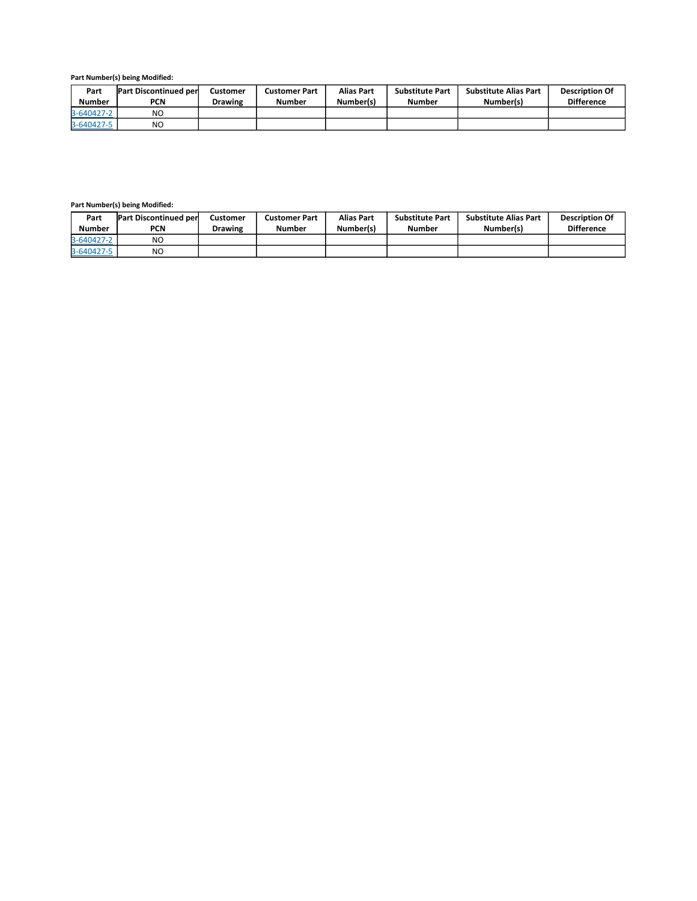**Part Number(s) being Modified:**

| Part Number | Part Discontinued per PCN | Customer Drawing | Customer Part Number | Alias Part Number(s) | Substitute Part Number | Substitute Alias Part Number(s) | Description Of Difference |
|---|---|---|---|---|---|---|---|
| 3-640427-2 | NO | | | | | | |
| 3-640427-5 | NO | | | | | | |

**Part Number(s) being Modified:**

| Part Number | Part Discontinued per PCN | Customer Drawing | Customer Part Number | Alias Part Number(s) | Substitute Part Number | Substitute Alias Part Number(s) | Description Of Difference |
|---|---|---|---|---|---|---|---|
| 3-640427-2 | NO | | | | | | |
| 3-640427-5 | NO | | | | | | |